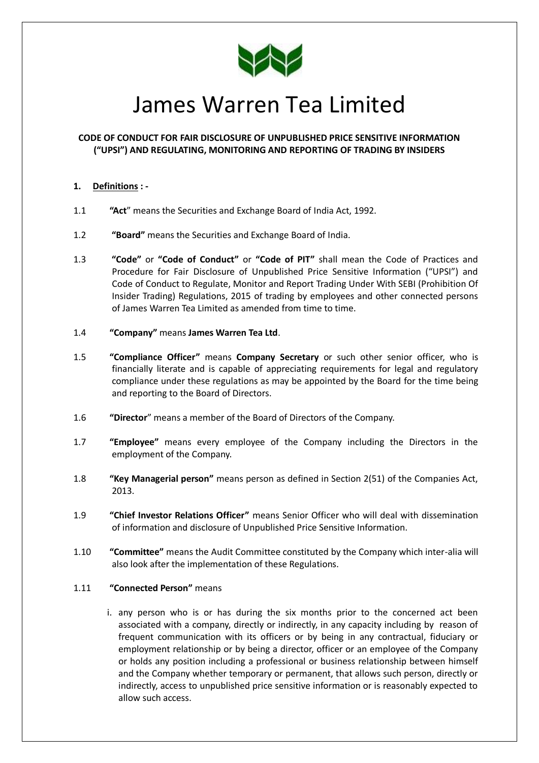# James Warren Tea Limited

**CODE OF CONDUCT FOR FAIR DISCLOSURE OF UNPUBLISHED PRICE SENSITIVE INFORMATION ("UPSI") AND REGULATING, MONITORING AND REPORTING OF TRADING BY INSIDERS**

## 1. Definitions : -

1.1 **"Act"** means the Securities and Exchange Board of India Act, 1992.

1.2 **"Board"** means the Securities and Exchange Board of India.

1.3 **"Code"** or **"Code of Conduct"** or **"Code of PIT"** shall mean the Code of Practices and Procedure for Fair Disclosure of Unpublished Price Sensitive Information ("UPSI") and Code of Conduct to Regulate, Monitor and Report Trading Under With SEBI (Prohibition Of Insider Trading) Regulations, 2015 of trading by employees and other connected persons of James Warren Tea Limited as amended from time to time.

1.4 **"Company"** means **James Warren Tea Ltd**.

1.5 **"Compliance Officer"** means **Company Secretary** or such other senior officer, who is financially literate and is capable of appreciating requirements for legal and regulatory compliance under these regulations as may be appointed by the Board for the time being and reporting to the Board of Directors.

1.6 **"Director"** means a member of the Board of Directors of the Company.

1.7 **"Employee"** means every employee of the Company including the Directors in the employment of the Company.

1.8 **"Key Managerial person"** means person as defined in Section 2(51) of the Companies Act, 2013.

1.9 **"Chief Investor Relations Officer"** means Senior Officer who will deal with dissemination of information and disclosure of Unpublished Price Sensitive Information.

1.10 **"Committee"** means the Audit Committee constituted by the Company which inter-alia will also look after the implementation of these Regulations.

1.11 **"Connected Person"** means

i. any person who is or has during the six months prior to the concerned act been associated with a company, directly or indirectly, in any capacity including by reason of frequent communication with its officers or by being in any contractual, fiduciary or employment relationship or by being a director, officer or an employee of the Company or holds any position including a professional or business relationship between himself and the Company whether temporary or permanent, that allows such person, directly or indirectly, access to unpublished price sensitive information or is reasonably expected to allow such access.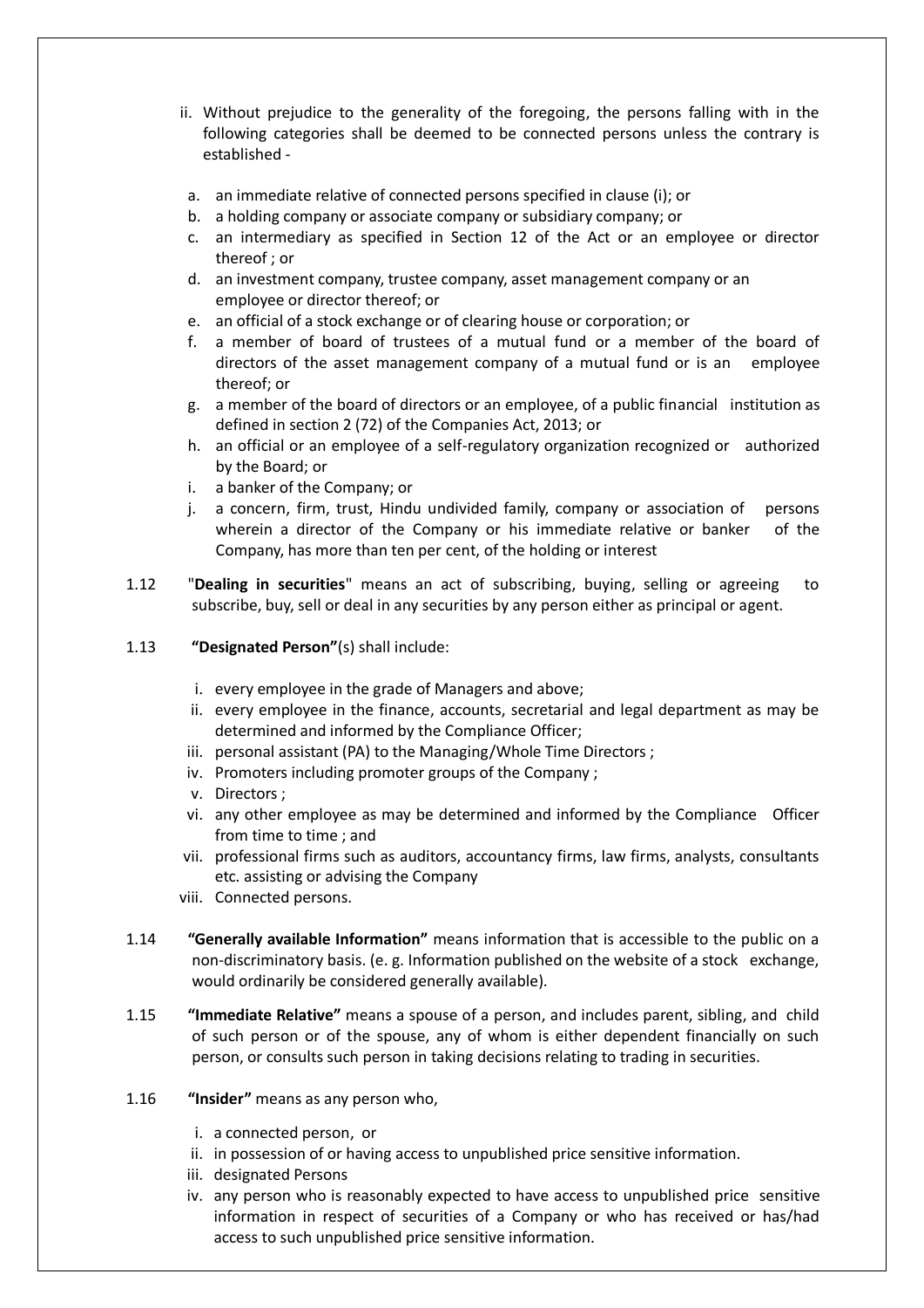ii. Without prejudice to the generality of the foregoing, the persons falling with in the following categories shall be deemed to be connected persons unless the contrary is established -

   a. an immediate relative of connected persons specified in clause (i); or
   b. a holding company or associate company or subsidiary company; or
   c. an intermediary as specified in Section 12 of the Act or an employee or director thereof ; or
   d. an investment company, trustee company, asset management company or an employee or director thereof; or
   e. an official of a stock exchange or of clearing house or corporation; or
   f. a member of board of trustees of a mutual fund or a member of the board of directors of the asset management company of a mutual fund or is an employee thereof; or
   g. a member of the board of directors or an employee, of a public financial institution as defined in section 2 (72) of the Companies Act, 2013; or
   h. an official or an employee of a self-regulatory organization recognized or authorized by the Board; or
   i. a banker of the Company; or
   j. a concern, firm, trust, Hindu undivided family, company or association of persons wherein a director of the Company or his immediate relative or banker of the Company, has more than ten per cent, of the holding or interest

1.12 "**Dealing in securities**" means an act of subscribing, buying, selling or agreeing to subscribe, buy, sell or deal in any securities by any person either as principal or agent.

1.13 **"Designated Person"**(s) shall include:

   i. every employee in the grade of Managers and above;
   ii. every employee in the finance, accounts, secretarial and legal department as may be determined and informed by the Compliance Officer;
   iii. personal assistant (PA) to the Managing/Whole Time Directors ;
   iv. Promoters including promoter groups of the Company ;
   v. Directors ;
   vi. any other employee as may be determined and informed by the Compliance Officer from time to time ; and
   vii. professional firms such as auditors, accountancy firms, law firms, analysts, consultants etc. assisting or advising the Company
   viii. Connected persons.

1.14 **"Generally available Information"** means information that is accessible to the public on a non-discriminatory basis. (e. g. Information published on the website of a stock exchange, would ordinarily be considered generally available).

1.15 **"Immediate Relative"** means a spouse of a person, and includes parent, sibling, and child of such person or of the spouse, any of whom is either dependent financially on such person, or consults such person in taking decisions relating to trading in securities.

1.16 **"Insider"** means as any person who,

   i. a connected person, or
   ii. in possession of or having access to unpublished price sensitive information.
   iii. designated Persons
   iv. any person who is reasonably expected to have access to unpublished price sensitive information in respect of securities of a Company or who has received or has/had access to such unpublished price sensitive information.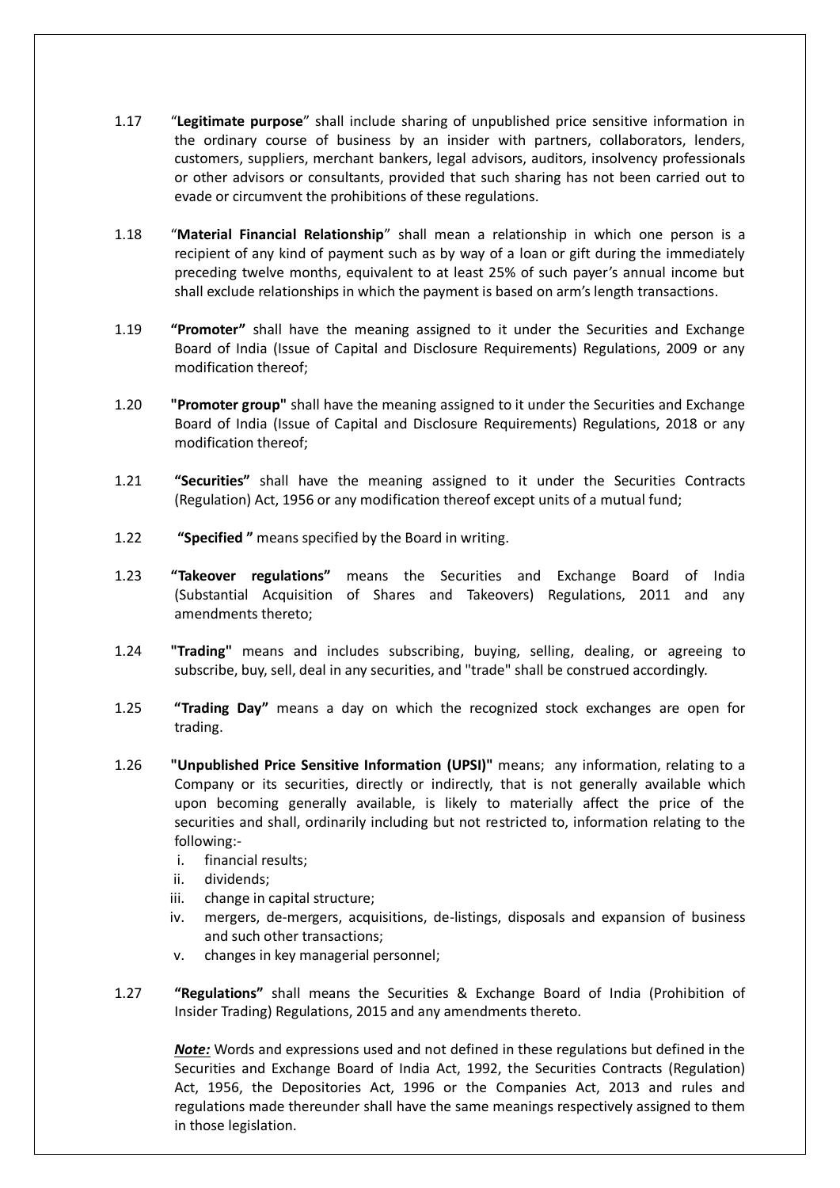1.17 "**Legitimate purpose**" shall include sharing of unpublished price sensitive information in the ordinary course of business by an insider with partners, collaborators, lenders, customers, suppliers, merchant bankers, legal advisors, auditors, insolvency professionals or other advisors or consultants, provided that such sharing has not been carried out to evade or circumvent the prohibitions of these regulations.

1.18 "**Material Financial Relationship**" shall mean a relationship in which one person is a recipient of any kind of payment such as by way of a loan or gift during the immediately preceding twelve months, equivalent to at least 25% of such payer's annual income but shall exclude relationships in which the payment is based on arm's length transactions.

1.19 **"Promoter"** shall have the meaning assigned to it under the Securities and Exchange Board of India (Issue of Capital and Disclosure Requirements) Regulations, 2009 or any modification thereof;

1.20 **"Promoter group"** shall have the meaning assigned to it under the Securities and Exchange Board of India (Issue of Capital and Disclosure Requirements) Regulations, 2018 or any modification thereof;

1.21 **"Securities"** shall have the meaning assigned to it under the Securities Contracts (Regulation) Act, 1956 or any modification thereof except units of a mutual fund;

1.22 **"Specified "** means specified by the Board in writing.

1.23 **"Takeover regulations"** means the Securities and Exchange Board of India (Substantial Acquisition of Shares and Takeovers) Regulations, 2011 and any amendments thereto;

1.24 **"Trading"** means and includes subscribing, buying, selling, dealing, or agreeing to subscribe, buy, sell, deal in any securities, and "trade" shall be construed accordingly.

1.25 **"Trading Day"** means a day on which the recognized stock exchanges are open for trading.

1.26 **"Unpublished Price Sensitive Information (UPSI)"** means; any information, relating to a Company or its securities, directly or indirectly, that is not generally available which upon becoming generally available, is likely to materially affect the price of the securities and shall, ordinarily including but not restricted to, information relating to the following:-

  i. financial results;
  ii. dividends;
  iii. change in capital structure;
  iv. mergers, de-mergers, acquisitions, de-listings, disposals and expansion of business and such other transactions;
  v. changes in key managerial personnel;

1.27 **"Regulations"** shall means the Securities & Exchange Board of India (Prohibition of Insider Trading) Regulations, 2015 and any amendments thereto.

***Note:*** Words and expressions used and not defined in these regulations but defined in the Securities and Exchange Board of India Act, 1992, the Securities Contracts (Regulation) Act, 1956, the Depositories Act, 1996 or the Companies Act, 2013 and rules and regulations made thereunder shall have the same meanings respectively assigned to them in those legislation.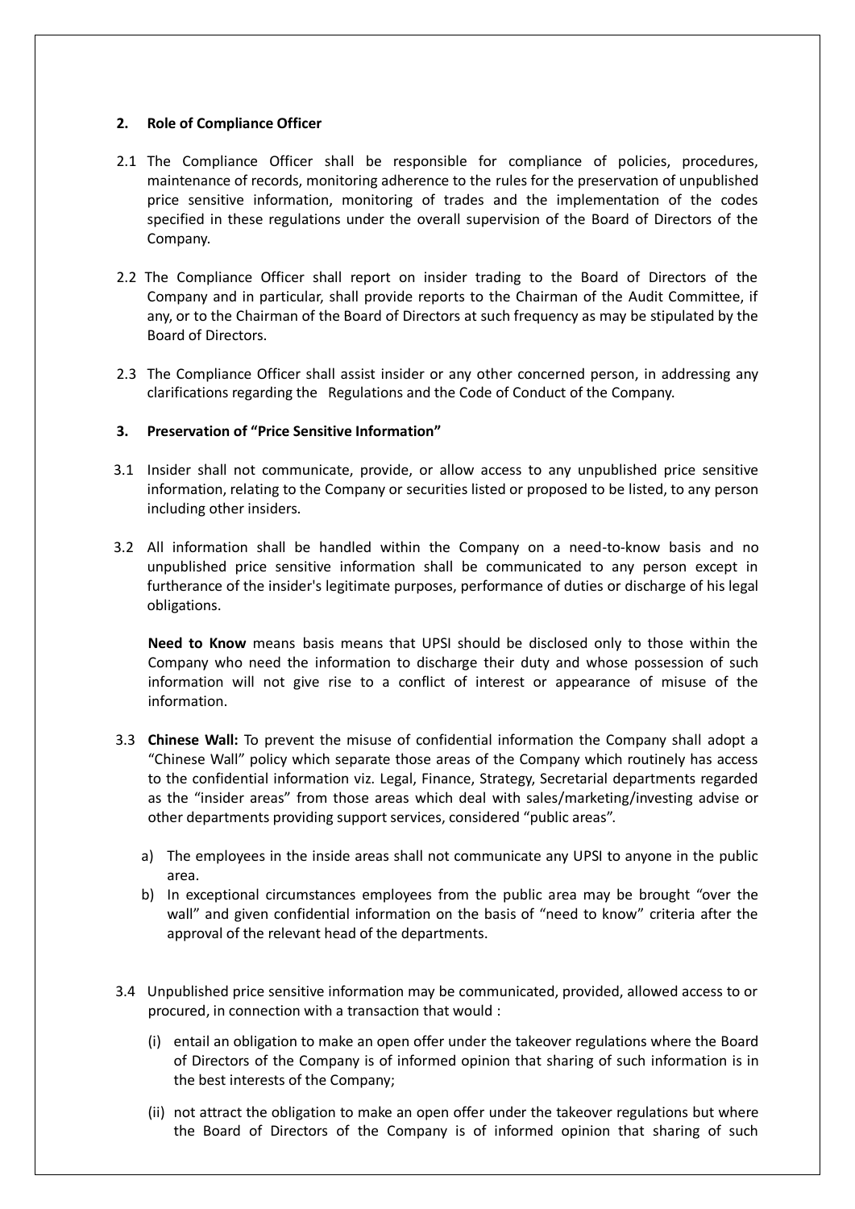## 2. Role of Compliance Officer

2.1 The Compliance Officer shall be responsible for compliance of policies, procedures, maintenance of records, monitoring adherence to the rules for the preservation of unpublished price sensitive information, monitoring of trades and the implementation of the codes specified in these regulations under the overall supervision of the Board of Directors of the Company.

2.2 The Compliance Officer shall report on insider trading to the Board of Directors of the Company and in particular, shall provide reports to the Chairman of the Audit Committee, if any, or to the Chairman of the Board of Directors at such frequency as may be stipulated by the Board of Directors.

2.3 The Compliance Officer shall assist insider or any other concerned person, in addressing any clarifications regarding the Regulations and the Code of Conduct of the Company.

## 3. Preservation of "Price Sensitive Information"

3.1 Insider shall not communicate, provide, or allow access to any unpublished price sensitive information, relating to the Company or securities listed or proposed to be listed, to any person including other insiders.

3.2 All information shall be handled within the Company on a need-to-know basis and no unpublished price sensitive information shall be communicated to any person except in furtherance of the insider's legitimate purposes, performance of duties or discharge of his legal obligations.

**Need to Know** means basis means that UPSI should be disclosed only to those within the Company who need the information to discharge their duty and whose possession of such information will not give rise to a conflict of interest or appearance of misuse of the information.

3.3 **Chinese Wall:** To prevent the misuse of confidential information the Company shall adopt a "Chinese Wall" policy which separate those areas of the Company which routinely has access to the confidential information viz. Legal, Finance, Strategy, Secretarial departments regarded as the "insider areas" from those areas which deal with sales/marketing/investing advise or other departments providing support services, considered "public areas".

a) The employees in the inside areas shall not communicate any UPSI to anyone in the public area.
b) In exceptional circumstances employees from the public area may be brought "over the wall" and given confidential information on the basis of "need to know" criteria after the approval of the relevant head of the departments.

3.4 Unpublished price sensitive information may be communicated, provided, allowed access to or procured, in connection with a transaction that would :

(i) entail an obligation to make an open offer under the takeover regulations where the Board of Directors of the Company is of informed opinion that sharing of such information is in the best interests of the Company;

(ii) not attract the obligation to make an open offer under the takeover regulations but where the Board of Directors of the Company is of informed opinion that sharing of such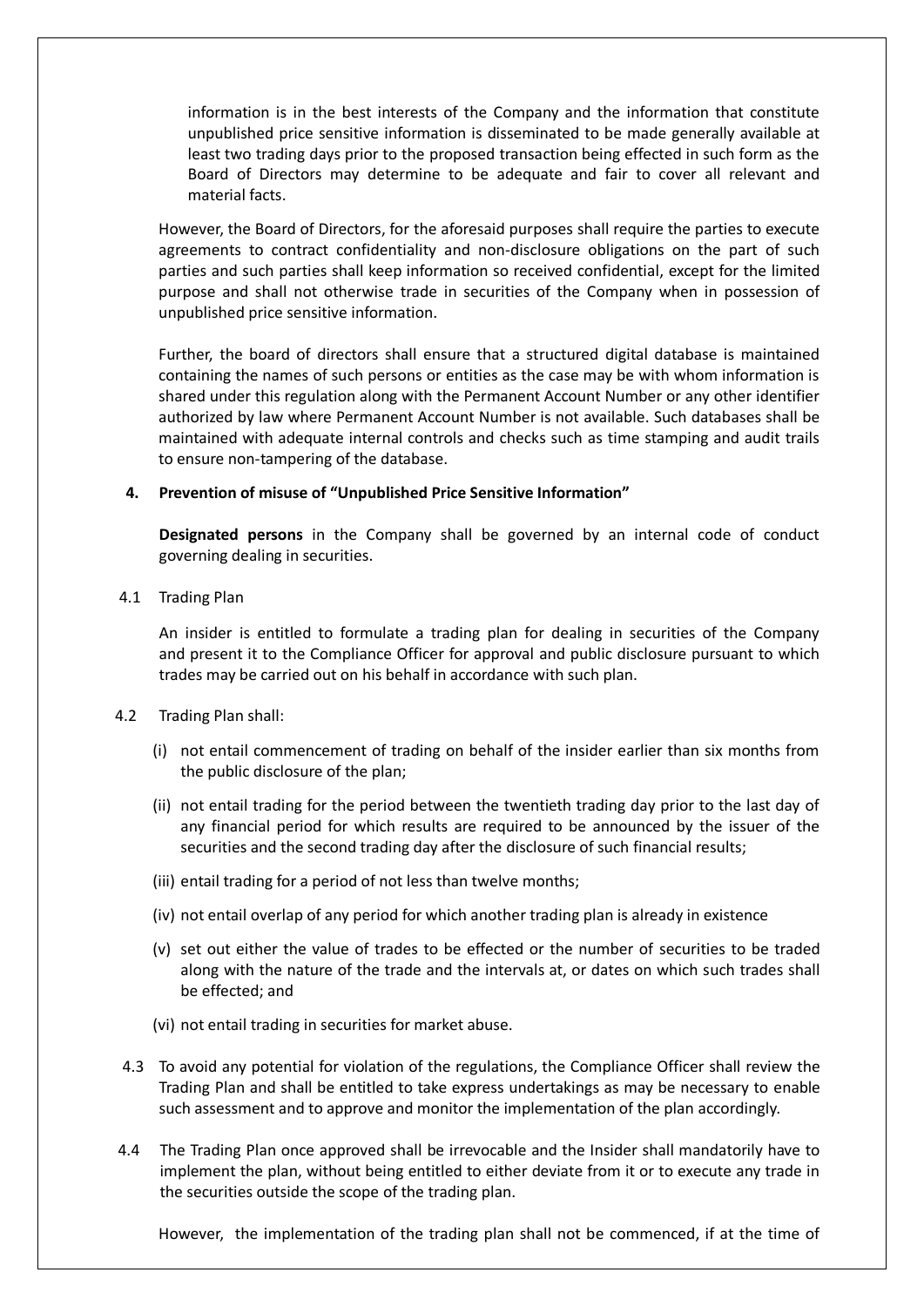information is in the best interests of the Company and the information that constitute unpublished price sensitive information is disseminated to be made generally available at least two trading days prior to the proposed transaction being effected in such form as the Board of Directors may determine to be adequate and fair to cover all relevant and material facts.

However, the Board of Directors, for the aforesaid purposes shall require the parties to execute agreements to contract confidentiality and non-disclosure obligations on the part of such parties and such parties shall keep information so received confidential, except for the limited purpose and shall not otherwise trade in securities of the Company when in possession of unpublished price sensitive information.

Further, the board of directors shall ensure that a structured digital database is maintained containing the names of such persons or entities as the case may be with whom information is shared under this regulation along with the Permanent Account Number or any other identifier authorized by law where Permanent Account Number is not available. Such databases shall be maintained with adequate internal controls and checks such as time stamping and audit trails to ensure non-tampering of the database.

## 4. Prevention of misuse of "Unpublished Price Sensitive Information"

**Designated persons** in the Company shall be governed by an internal code of conduct governing dealing in securities.

4.1 Trading Plan

An insider is entitled to formulate a trading plan for dealing in securities of the Company and present it to the Compliance Officer for approval and public disclosure pursuant to which trades may be carried out on his behalf in accordance with such plan.

4.2 Trading Plan shall:

(i) not entail commencement of trading on behalf of the insider earlier than six months from the public disclosure of the plan;

(ii) not entail trading for the period between the twentieth trading day prior to the last day of any financial period for which results are required to be announced by the issuer of the securities and the second trading day after the disclosure of such financial results;

(iii) entail trading for a period of not less than twelve months;

(iv) not entail overlap of any period for which another trading plan is already in existence

(v) set out either the value of trades to be effected or the number of securities to be traded along with the nature of the trade and the intervals at, or dates on which such trades shall be effected; and

(vi) not entail trading in securities for market abuse.

4.3 To avoid any potential for violation of the regulations, the Compliance Officer shall review the Trading Plan and shall be entitled to take express undertakings as may be necessary to enable such assessment and to approve and monitor the implementation of the plan accordingly.

4.4 The Trading Plan once approved shall be irrevocable and the Insider shall mandatorily have to implement the plan, without being entitled to either deviate from it or to execute any trade in the securities outside the scope of the trading plan.

However, the implementation of the trading plan shall not be commenced, if at the time of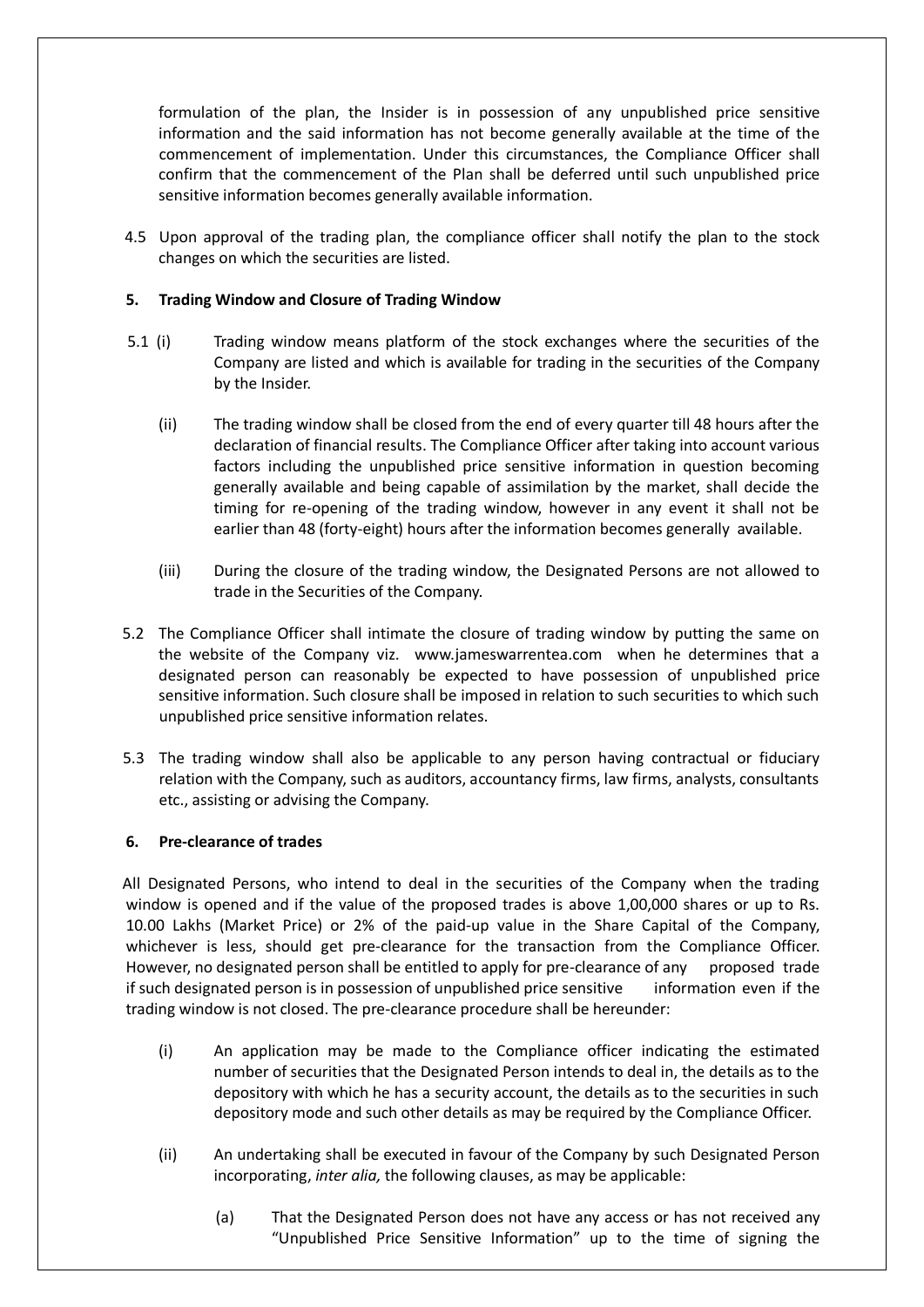formulation of the plan, the Insider is in possession of any unpublished price sensitive information and the said information has not become generally available at the time of the commencement of implementation. Under this circumstances, the Compliance Officer shall confirm that the commencement of the Plan shall be deferred until such unpublished price sensitive information becomes generally available information.

4.5 Upon approval of the trading plan, the compliance officer shall notify the plan to the stock changes on which the securities are listed.

**5. Trading Window and Closure of Trading Window**

5.1 (i) Trading window means platform of the stock exchanges where the securities of the Company are listed and which is available for trading in the securities of the Company by the Insider.

(ii) The trading window shall be closed from the end of every quarter till 48 hours after the declaration of financial results. The Compliance Officer after taking into account various factors including the unpublished price sensitive information in question becoming generally available and being capable of assimilation by the market, shall decide the timing for re-opening of the trading window, however in any event it shall not be earlier than 48 (forty-eight) hours after the information becomes generally available.

(iii) During the closure of the trading window, the Designated Persons are not allowed to trade in the Securities of the Company.

5.2 The Compliance Officer shall intimate the closure of trading window by putting the same on the website of the Company viz. www.jameswarrentea.com when he determines that a designated person can reasonably be expected to have possession of unpublished price sensitive information. Such closure shall be imposed in relation to such securities to which such unpublished price sensitive information relates.

5.3 The trading window shall also be applicable to any person having contractual or fiduciary relation with the Company, such as auditors, accountancy firms, law firms, analysts, consultants etc., assisting or advising the Company.

**6. Pre-clearance of trades**

All Designated Persons, who intend to deal in the securities of the Company when the trading window is opened and if the value of the proposed trades is above 1,00,000 shares or up to Rs. 10.00 Lakhs (Market Price) or 2% of the paid-up value in the Share Capital of the Company, whichever is less, should get pre-clearance for the transaction from the Compliance Officer. However, no designated person shall be entitled to apply for pre-clearance of any proposed trade if such designated person is in possession of unpublished price sensitive information even if the trading window is not closed. The pre-clearance procedure shall be hereunder:

(i) An application may be made to the Compliance officer indicating the estimated number of securities that the Designated Person intends to deal in, the details as to the depository with which he has a security account, the details as to the securities in such depository mode and such other details as may be required by the Compliance Officer.

(ii) An undertaking shall be executed in favour of the Company by such Designated Person incorporating, *inter alia,* the following clauses, as may be applicable:

(a) That the Designated Person does not have any access or has not received any "Unpublished Price Sensitive Information" up to the time of signing the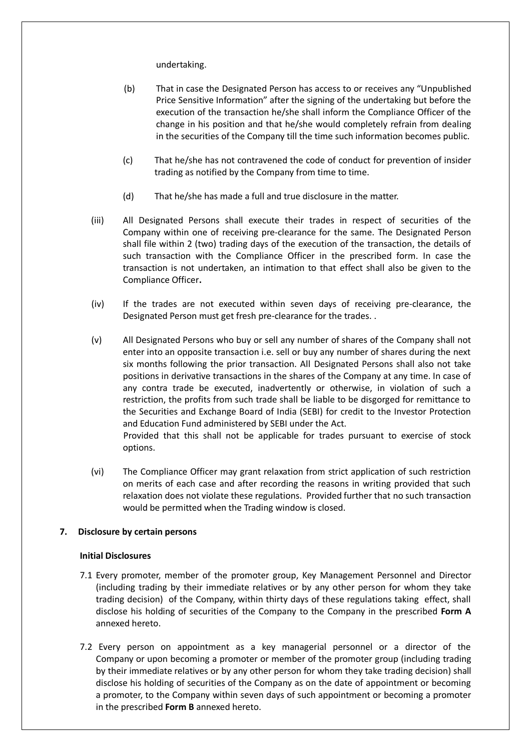undertaking.

(b) That in case the Designated Person has access to or receives any "Unpublished Price Sensitive Information" after the signing of the undertaking but before the execution of the transaction he/she shall inform the Compliance Officer of the change in his position and that he/she would completely refrain from dealing in the securities of the Company till the time such information becomes public.

(c) That he/she has not contravened the code of conduct for prevention of insider trading as notified by the Company from time to time.

(d) That he/she has made a full and true disclosure in the matter.

(iii) All Designated Persons shall execute their trades in respect of securities of the Company within one of receiving pre-clearance for the same. The Designated Person shall file within 2 (two) trading days of the execution of the transaction, the details of such transaction with the Compliance Officer in the prescribed form. In case the transaction is not undertaken, an intimation to that effect shall also be given to the Compliance Officer**.**

(iv) If the trades are not executed within seven days of receiving pre-clearance, the Designated Person must get fresh pre-clearance for the trades. .

(v) All Designated Persons who buy or sell any number of shares of the Company shall not enter into an opposite transaction i.e. sell or buy any number of shares during the next six months following the prior transaction. All Designated Persons shall also not take positions in derivative transactions in the shares of the Company at any time. In case of any contra trade be executed, inadvertently or otherwise, in violation of such a restriction, the profits from such trade shall be liable to be disgorged for remittance to the Securities and Exchange Board of India (SEBI) for credit to the Investor Protection and Education Fund administered by SEBI under the Act.
Provided that this shall not be applicable for trades pursuant to exercise of stock options.

(vi) The Compliance Officer may grant relaxation from strict application of such restriction on merits of each case and after recording the reasons in writing provided that such relaxation does not violate these regulations. Provided further that no such transaction would be permitted when the Trading window is closed.

## 7. Disclosure by certain persons

**Initial Disclosures**

7.1 Every promoter, member of the promoter group, Key Management Personnel and Director (including trading by their immediate relatives or by any other person for whom they take trading decision) of the Company, within thirty days of these regulations taking effect, shall disclose his holding of securities of the Company to the Company in the prescribed **Form A** annexed hereto.

7.2 Every person on appointment as a key managerial personnel or a director of the Company or upon becoming a promoter or member of the promoter group (including trading by their immediate relatives or by any other person for whom they take trading decision) shall disclose his holding of securities of the Company as on the date of appointment or becoming a promoter, to the Company within seven days of such appointment or becoming a promoter in the prescribed **Form B** annexed hereto.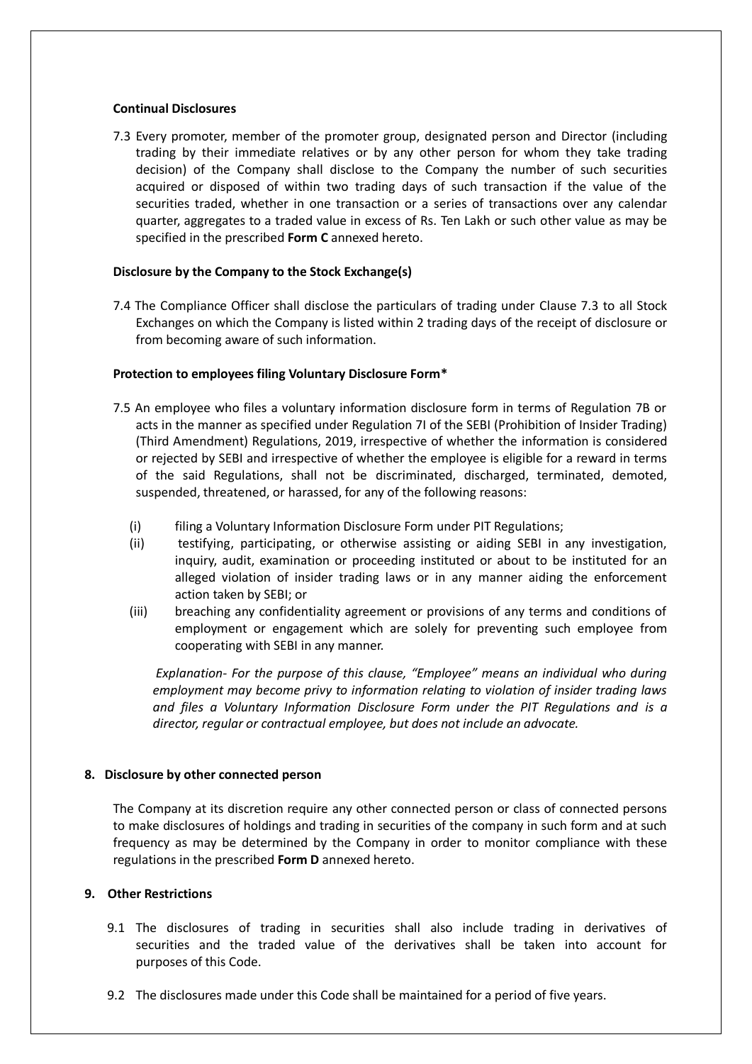**Continual Disclosures**

7.3 Every promoter, member of the promoter group, designated person and Director (including trading by their immediate relatives or by any other person for whom they take trading decision) of the Company shall disclose to the Company the number of such securities acquired or disposed of within two trading days of such transaction if the value of the securities traded, whether in one transaction or a series of transactions over any calendar quarter, aggregates to a traded value in excess of Rs. Ten Lakh or such other value as may be specified in the prescribed **Form C** annexed hereto.

**Disclosure by the Company to the Stock Exchange(s)**

7.4 The Compliance Officer shall disclose the particulars of trading under Clause 7.3 to all Stock Exchanges on which the Company is listed within 2 trading days of the receipt of disclosure or from becoming aware of such information.

**Protection to employees filing Voluntary Disclosure Form***

7.5 An employee who files a voluntary information disclosure form in terms of Regulation 7B or acts in the manner as specified under Regulation 7I of the SEBI (Prohibition of Insider Trading) (Third Amendment) Regulations, 2019, irrespective of whether the information is considered or rejected by SEBI and irrespective of whether the employee is eligible for a reward in terms of the said Regulations, shall not be discriminated, discharged, terminated, demoted, suspended, threatened, or harassed, for any of the following reasons:

(i) filing a Voluntary Information Disclosure Form under PIT Regulations;

(ii) testifying, participating, or otherwise assisting or aiding SEBI in any investigation, inquiry, audit, examination or proceeding instituted or about to be instituted for an alleged violation of insider trading laws or in any manner aiding the enforcement action taken by SEBI; or

(iii) breaching any confidentiality agreement or provisions of any terms and conditions of employment or engagement which are solely for preventing such employee from cooperating with SEBI in any manner.

*Explanation- For the purpose of this clause, "Employee" means an individual who during employment may become privy to information relating to violation of insider trading laws and files a Voluntary Information Disclosure Form under the PIT Regulations and is a director, regular or contractual employee, but does not include an advocate.*

## 8. Disclosure by other connected person

The Company at its discretion require any other connected person or class of connected persons to make disclosures of holdings and trading in securities of the company in such form and at such frequency as may be determined by the Company in order to monitor compliance with these regulations in the prescribed **Form D** annexed hereto.

## 9. Other Restrictions

9.1 The disclosures of trading in securities shall also include trading in derivatives of securities and the traded value of the derivatives shall be taken into account for purposes of this Code.

9.2 The disclosures made under this Code shall be maintained for a period of five years.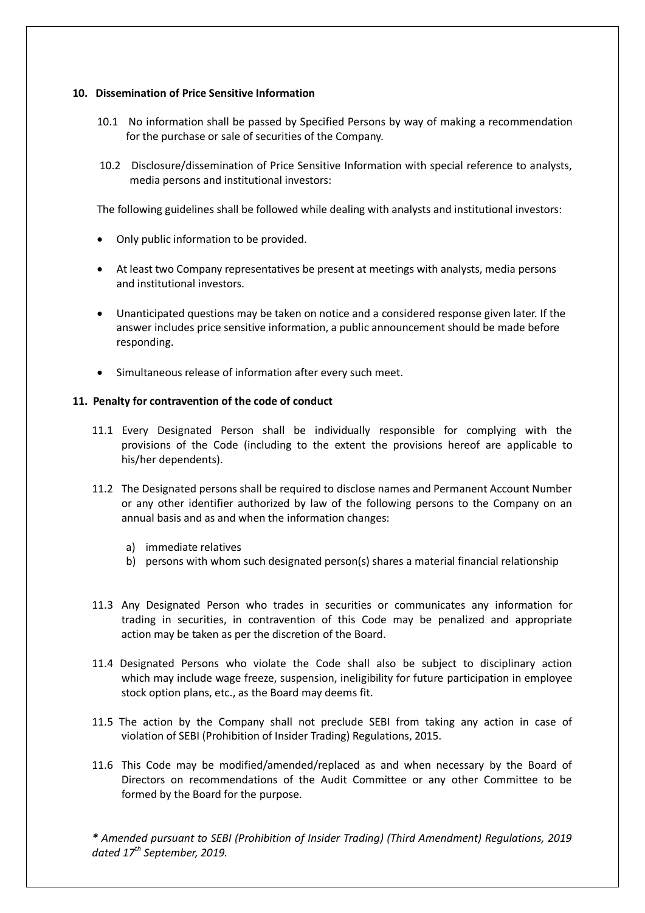## 10. Dissemination of Price Sensitive Information

10.1 No information shall be passed by Specified Persons by way of making a recommendation for the purchase or sale of securities of the Company.

10.2 Disclosure/dissemination of Price Sensitive Information with special reference to analysts, media persons and institutional investors:

The following guidelines shall be followed while dealing with analysts and institutional investors:

- Only public information to be provided.
- At least two Company representatives be present at meetings with analysts, media persons and institutional investors.
- Unanticipated questions may be taken on notice and a considered response given later. If the answer includes price sensitive information, a public announcement should be made before responding.
- Simultaneous release of information after every such meet.

## 11. Penalty for contravention of the code of conduct

11.1 Every Designated Person shall be individually responsible for complying with the provisions of the Code (including to the extent the provisions hereof are applicable to his/her dependents).

11.2 The Designated persons shall be required to disclose names and Permanent Account Number or any other identifier authorized by law of the following persons to the Company on an annual basis and as and when the information changes:

a) immediate relatives
b) persons with whom such designated person(s) shares a material financial relationship

11.3 Any Designated Person who trades in securities or communicates any information for trading in securities, in contravention of this Code may be penalized and appropriate action may be taken as per the discretion of the Board.

11.4 Designated Persons who violate the Code shall also be subject to disciplinary action which may include wage freeze, suspension, ineligibility for future participation in employee stock option plans, etc., as the Board may deems fit.

11.5 The action by the Company shall not preclude SEBI from taking any action in case of violation of SEBI (Prohibition of Insider Trading) Regulations, 2015.

11.6 This Code may be modified/amended/replaced as and when necessary by the Board of Directors on recommendations of the Audit Committee or any other Committee to be formed by the Board for the purpose.

*\* Amended pursuant to SEBI (Prohibition of Insider Trading) (Third Amendment) Regulations, 2019 dated 17th September, 2019.*